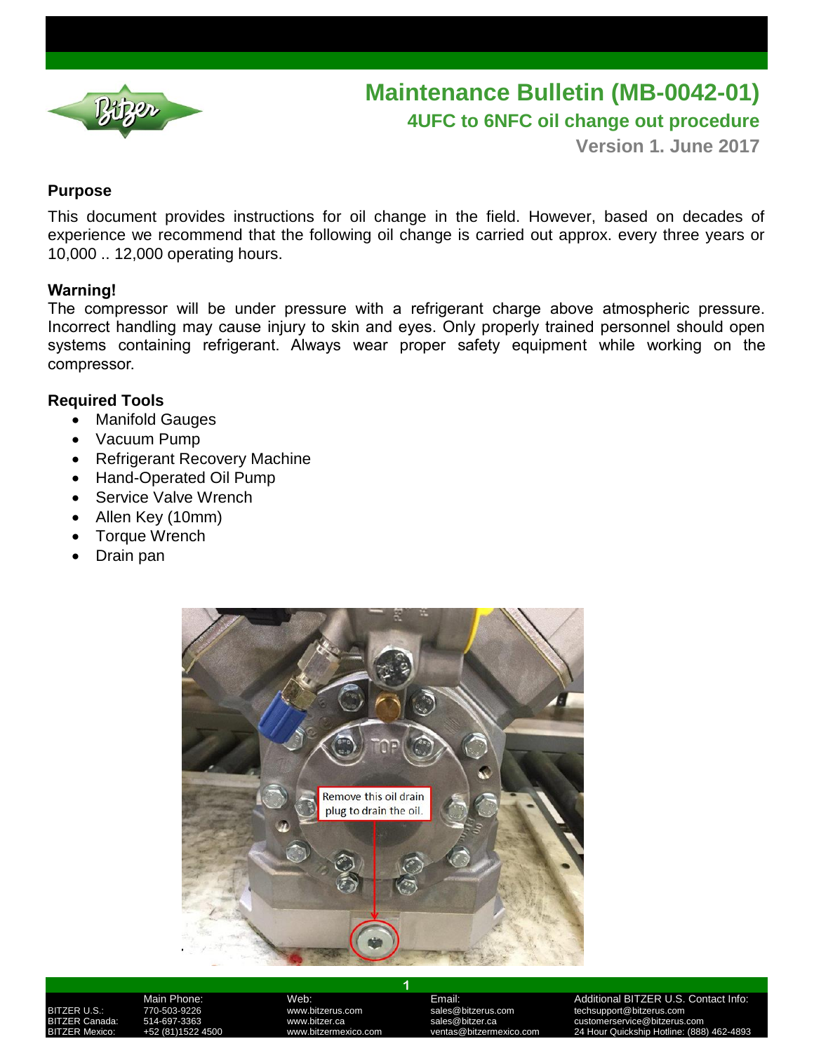# Maintenance Bulletin (MB-0042-01)

## 4UFC to 6NFC oil change out procedure

**Version 1. June 2017**

### Purpose

This document provides instructions for oil change in the field. However, based on decades of experience we recommend that the following oil change is carried out approx. every three years or 10,000 .. 12,000 operating hours.

### Warning!

The compressor will be under pressure with a refrigerant charge above atmospheric pressure. Incorrect handling may cause injury to skin and eyes. Only properly trained personnel should open systems containing refrigerant. Always wear proper safety equipment while working on the compressor.

### Required Tools

- Manifold Gauges
- Vacuum Pump
- Refrigerant Recovery Machine
- Hand-Operated Oil Pump
- Service Valve Wrench
- Allen Key (10mm)
- Torque Wrench
- Drain pan

Remove this oil drain plug to drain the oil.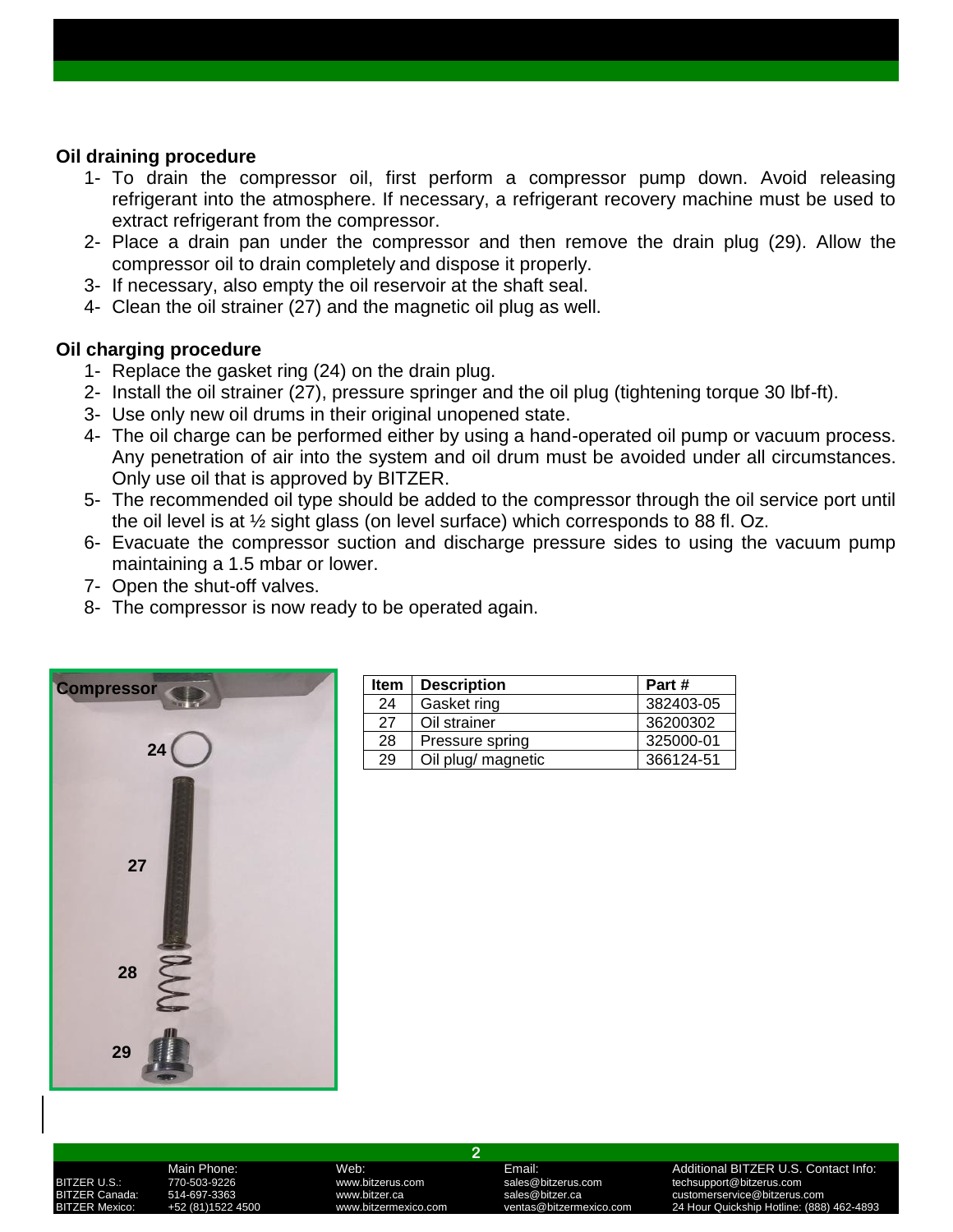### Oil draining procedure

1- To drain the compressor oil, first perform a compressor pump down. Avoid releasing refrigerant into the atmosphere. If necessary, a refrigerant recovery machine must be used to extract refrigerant from the compressor.
2- Place a drain pan under the compressor and then remove the drain plug (29). Allow the compressor oil to drain completely and dispose it properly.
3- If necessary, also empty the oil reservoir at the shaft seal.
4- Clean the oil strainer (27) and the magnetic oil plug as well.

### Oil charging procedure

1- Replace the gasket ring (24) on the drain plug.
2- Install the oil strainer (27), pressure springer and the oil plug (tightening torque 30 lbf-ft).
3- Use only new oil drums in their original unopened state.
4- The oil charge can be performed either by using a hand-operated oil pump or vacuum process. Any penetration of air into the system and oil drum must be avoided under all circumstances. Only use oil that is approved by BITZER.
5- The recommended oil type should be added to the compressor through the oil service port until the oil level is at ½ sight glass (on level surface) which corresponds to 88 fl. Oz.
6- Evacuate the compressor suction and discharge pressure sides to using the vacuum pump maintaining a 1.5 mbar or lower.
7- Open the shut-off valves.
8- The compressor is now ready to be operated again.

Compressor

24

27

28

29

| Item | Description | Part # |
|---|---|---|
| 24 | Gasket ring | 382403-05 |
| 27 | Oil strainer | 36200302 |
| 28 | Pressure spring | 325000-01 |
| 29 | Oil plug/ magnetic | 366124-51 |

| | Main Phone: | Web: | Email: | Additional BITZER U.S. Contact Info: |
|---|---|---|---|---|
| BITZER U.S.: | 770-503-9226 | www.bitzerus.com | sales@bitzerus.com | techsupport@bitzerus.com |
| BITZER Canada: | 514-697-3363 | www.bitzer.ca | sales@bitzer.ca | customerservice@bitzerus.com |
| BITZER Mexico: | +52 (81)1522 4500 | www.bitzermexico.com | ventas@bitzermexico.com | 24 Hour Quickship Hotline: (888) 462-4893 |